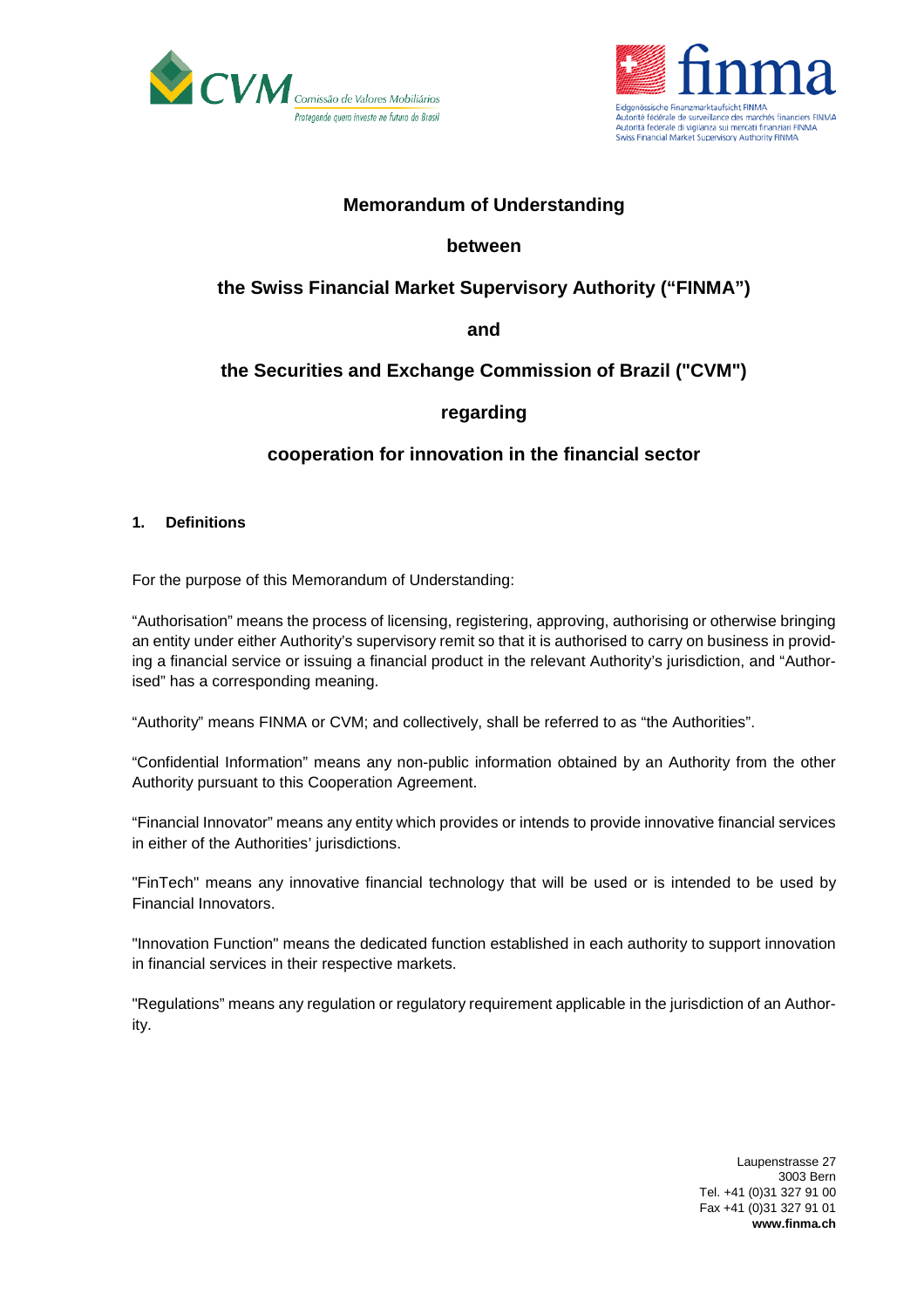# Memorandum of Understanding

**between**

**the Swiss Financial Market Supervisory Authority ("FINMA")**

**and**

**the Securities and Exchange Commission of Brazil ("CVM")**

**regarding**

**cooperation for innovation in the financial sector**

## 1. Definitions

For the purpose of this Memorandum of Understanding:

"Authorisation" means the process of licensing, registering, approving, authorising or otherwise bringing an entity under either Authority's supervisory remit so that it is authorised to carry on business in providing a financial service or issuing a financial product in the relevant Authority's jurisdiction, and "Authorised" has a corresponding meaning.

"Authority" means FINMA or CVM; and collectively, shall be referred to as "the Authorities".

"Confidential Information" means any non-public information obtained by an Authority from the other Authority pursuant to this Cooperation Agreement.

"Financial Innovator" means any entity which provides or intends to provide innovative financial services in either of the Authorities' jurisdictions.

"FinTech" means any innovative financial technology that will be used or is intended to be used by Financial Innovators.

"Innovation Function" means the dedicated function established in each authority to support innovation in financial services in their respective markets.

"Regulations" means any regulation or regulatory requirement applicable in the jurisdiction of an Authority.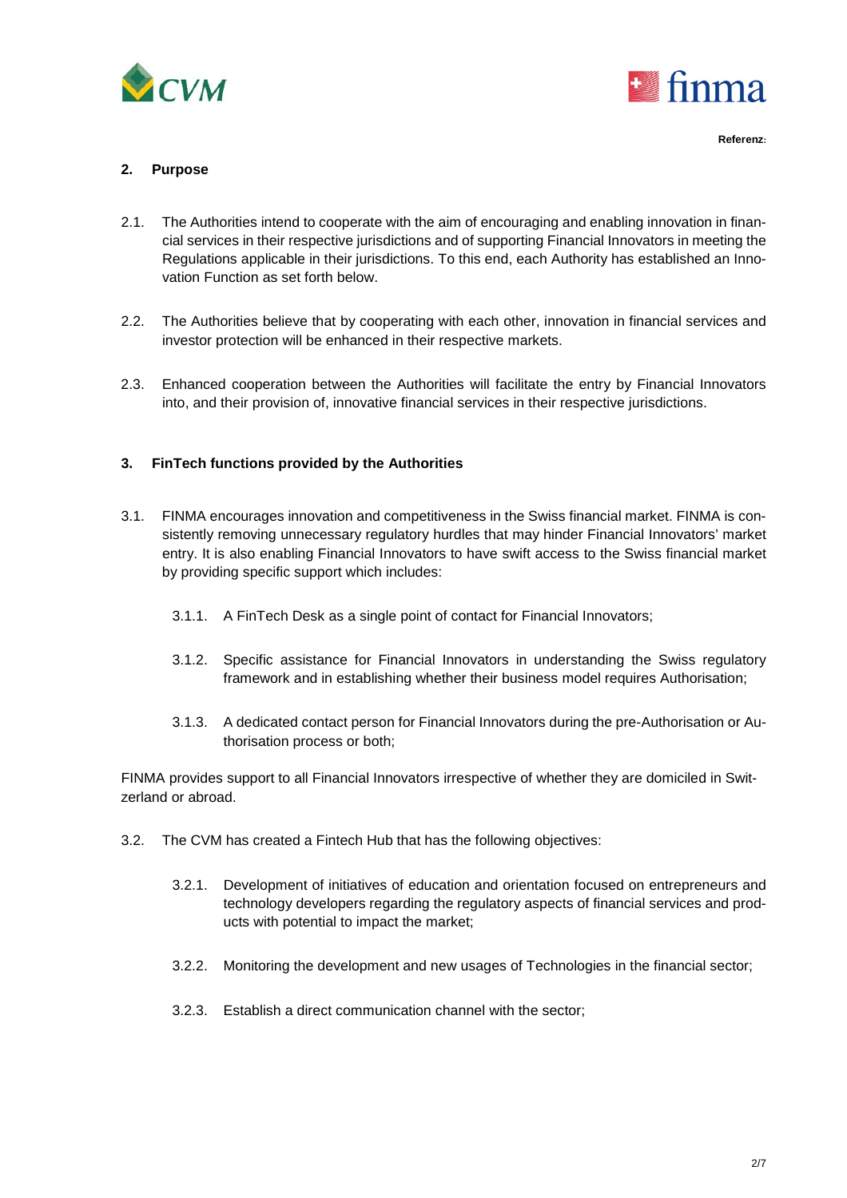## 2. Purpose

2.1. The Authorities intend to cooperate with the aim of encouraging and enabling innovation in financial services in their respective jurisdictions and of supporting Financial Innovators in meeting the Regulations applicable in their jurisdictions. To this end, each Authority has established an Innovation Function as set forth below.

2.2. The Authorities believe that by cooperating with each other, innovation in financial services and investor protection will be enhanced in their respective markets.

2.3. Enhanced cooperation between the Authorities will facilitate the entry by Financial Innovators into, and their provision of, innovative financial services in their respective jurisdictions.

## 3. FinTech functions provided by the Authorities

3.1. FINMA encourages innovation and competitiveness in the Swiss financial market. FINMA is consistently removing unnecessary regulatory hurdles that may hinder Financial Innovators' market entry. It is also enabling Financial Innovators to have swift access to the Swiss financial market by providing specific support which includes:

3.1.1. A FinTech Desk as a single point of contact for Financial Innovators;

3.1.2. Specific assistance for Financial Innovators in understanding the Swiss regulatory framework and in establishing whether their business model requires Authorisation;

3.1.3. A dedicated contact person for Financial Innovators during the pre-Authorisation or Authorisation process or both;

FINMA provides support to all Financial Innovators irrespective of whether they are domiciled in Switzerland or abroad.

3.2. The CVM has created a Fintech Hub that has the following objectives:

3.2.1. Development of initiatives of education and orientation focused on entrepreneurs and technology developers regarding the regulatory aspects of financial services and products with potential to impact the market;

3.2.2. Monitoring the development and new usages of Technologies in the financial sector;

3.2.3. Establish a direct communication channel with the sector;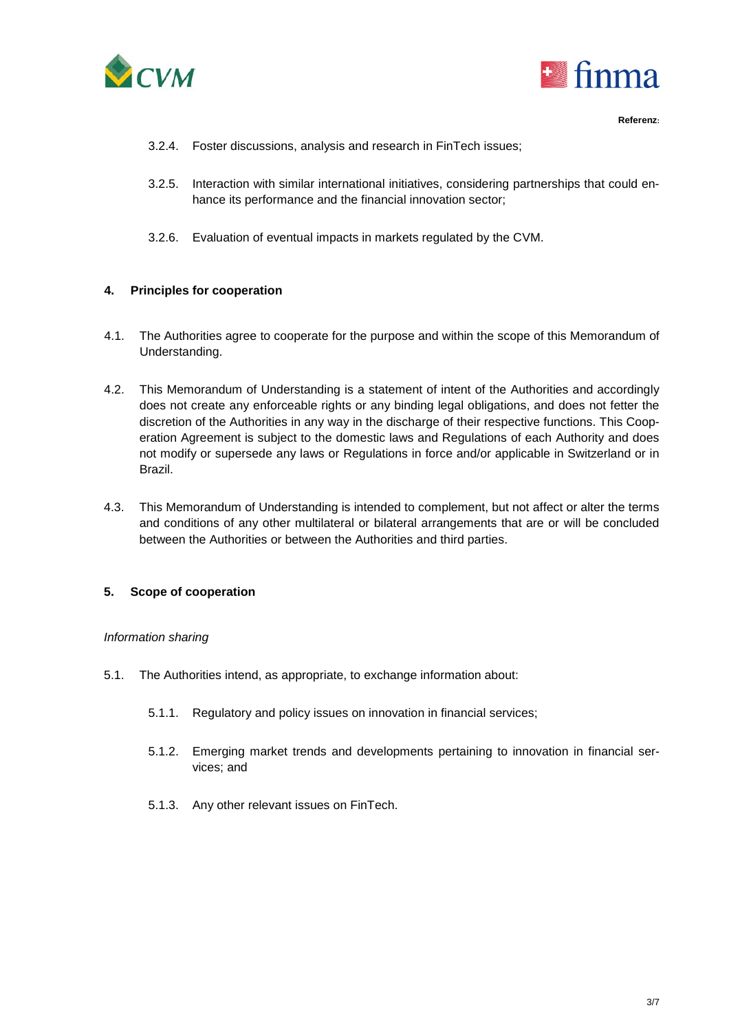3.2.4. Foster discussions, analysis and research in FinTech issues;

3.2.5. Interaction with similar international initiatives, considering partnerships that could enhance its performance and the financial innovation sector;

3.2.6. Evaluation of eventual impacts in markets regulated by the CVM.

## 4. Principles for cooperation

4.1. The Authorities agree to cooperate for the purpose and within the scope of this Memorandum of Understanding.

4.2. This Memorandum of Understanding is a statement of intent of the Authorities and accordingly does not create any enforceable rights or any binding legal obligations, and does not fetter the discretion of the Authorities in any way in the discharge of their respective functions. This Cooperation Agreement is subject to the domestic laws and Regulations of each Authority and does not modify or supersede any laws or Regulations in force and/or applicable in Switzerland or in Brazil.

4.3. This Memorandum of Understanding is intended to complement, but not affect or alter the terms and conditions of any other multilateral or bilateral arrangements that are or will be concluded between the Authorities or between the Authorities and third parties.

## 5. Scope of cooperation

*Information sharing*

5.1. The Authorities intend, as appropriate, to exchange information about:

5.1.1. Regulatory and policy issues on innovation in financial services;

5.1.2. Emerging market trends and developments pertaining to innovation in financial services; and

5.1.3. Any other relevant issues on FinTech.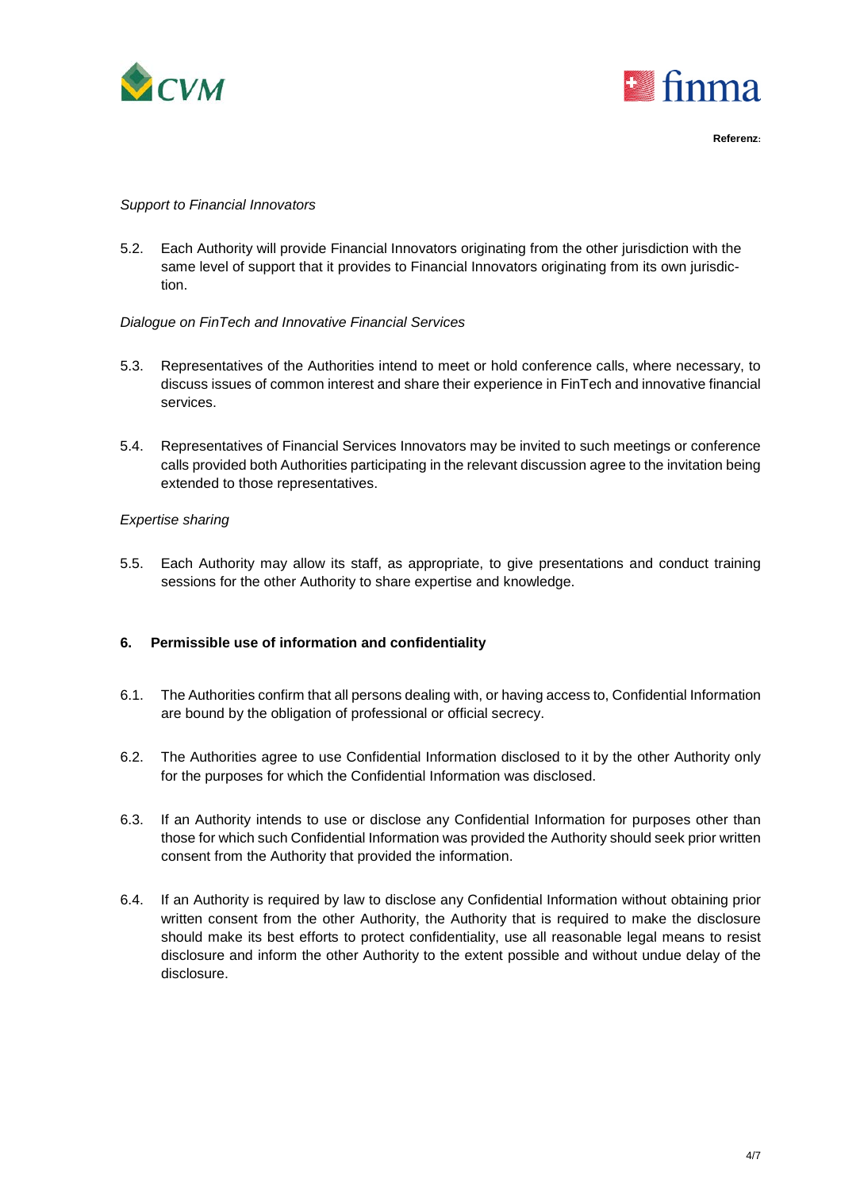*Support to Financial Innovators*

5.2. Each Authority will provide Financial Innovators originating from the other jurisdiction with the same level of support that it provides to Financial Innovators originating from its own jurisdiction.

*Dialogue on FinTech and Innovative Financial Services*

5.3. Representatives of the Authorities intend to meet or hold conference calls, where necessary, to discuss issues of common interest and share their experience in FinTech and innovative financial services.

5.4. Representatives of Financial Services Innovators may be invited to such meetings or conference calls provided both Authorities participating in the relevant discussion agree to the invitation being extended to those representatives.

*Expertise sharing*

5.5. Each Authority may allow its staff, as appropriate, to give presentations and conduct training sessions for the other Authority to share expertise and knowledge.

## 6. Permissible use of information and confidentiality

6.1. The Authorities confirm that all persons dealing with, or having access to, Confidential Information are bound by the obligation of professional or official secrecy.

6.2. The Authorities agree to use Confidential Information disclosed to it by the other Authority only for the purposes for which the Confidential Information was disclosed.

6.3. If an Authority intends to use or disclose any Confidential Information for purposes other than those for which such Confidential Information was provided the Authority should seek prior written consent from the Authority that provided the information.

6.4. If an Authority is required by law to disclose any Confidential Information without obtaining prior written consent from the other Authority, the Authority that is required to make the disclosure should make its best efforts to protect confidentiality, use all reasonable legal means to resist disclosure and inform the other Authority to the extent possible and without undue delay of the disclosure.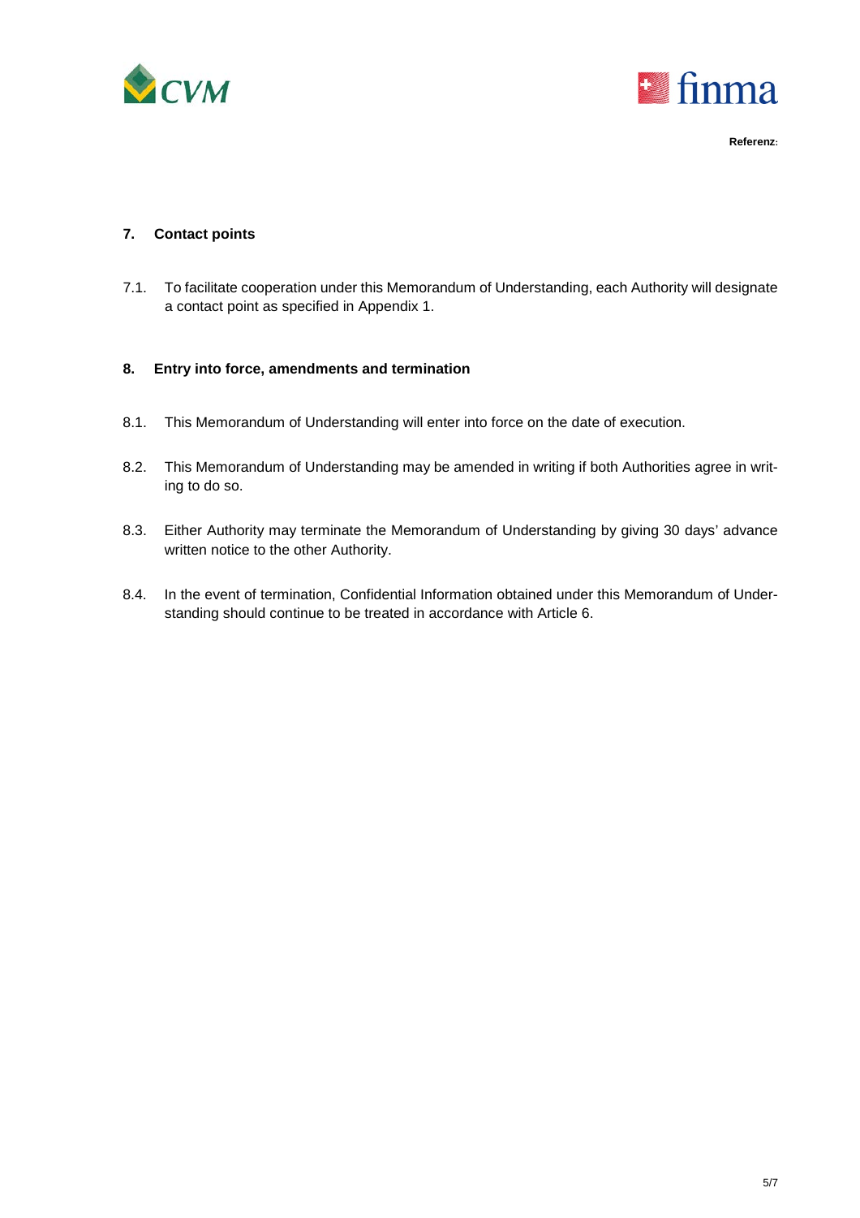## 7. Contact points

7.1. To facilitate cooperation under this Memorandum of Understanding, each Authority will designate a contact point as specified in Appendix 1.

## 8. Entry into force, amendments and termination

8.1. This Memorandum of Understanding will enter into force on the date of execution.

8.2. This Memorandum of Understanding may be amended in writing if both Authorities agree in writing to do so.

8.3. Either Authority may terminate the Memorandum of Understanding by giving 30 days' advance written notice to the other Authority.

8.4. In the event of termination, Confidential Information obtained under this Memorandum of Understanding should continue to be treated in accordance with Article 6.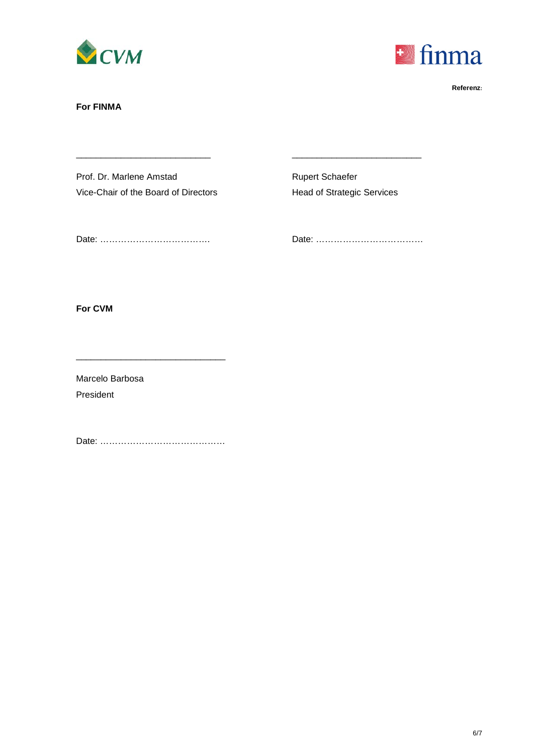Referenz:

**For FINMA**

\_\_\_\_\_\_\_\_\_\_\_\_\_\_\_\_\_\_\_\_\_\_\_\_\_\_\_

Prof. Dr. Marlene Amstad
Vice-Chair of the Board of Directors

Date: ……………………………….

\_\_\_\_\_\_\_\_\_\_\_\_\_\_\_\_\_\_\_\_\_\_\_\_\_\_

Rupert Schaefer
Head of Strategic Services

Date: ……………………………….

**For CVM**

\_\_\_\_\_\_\_\_\_\_\_\_\_\_\_\_\_\_\_\_\_\_\_\_\_\_\_\_\_\_

Marcelo Barbosa
President

Date: ……………………………………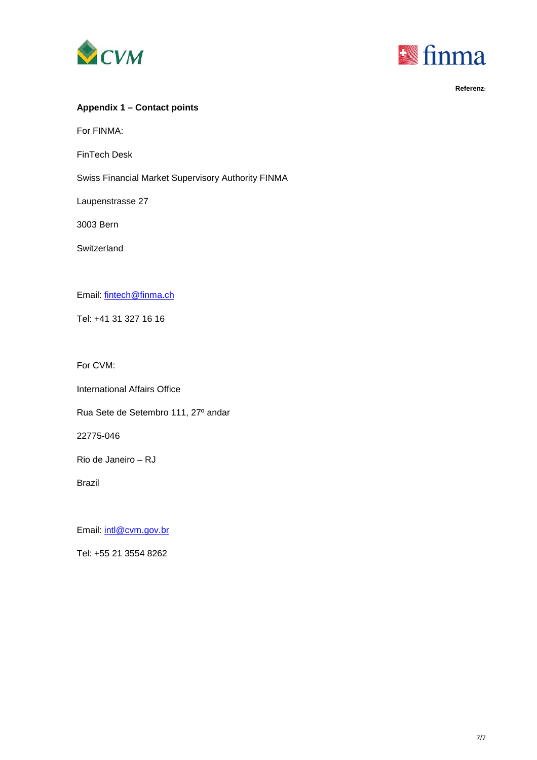**Referenz:**

## Appendix 1 – Contact points

For FINMA:

FinTech Desk

Swiss Financial Market Supervisory Authority FINMA

Laupenstrasse 27

3003 Bern

Switzerland

Email: fintech@finma.ch

Tel: +41 31 327 16 16

For CVM:

International Affairs Office

Rua Sete de Setembro 111, 27º andar

22775-046

Rio de Janeiro – RJ

Brazil

Email: intl@cvm.gov.br

Tel: +55 21 3554 8262